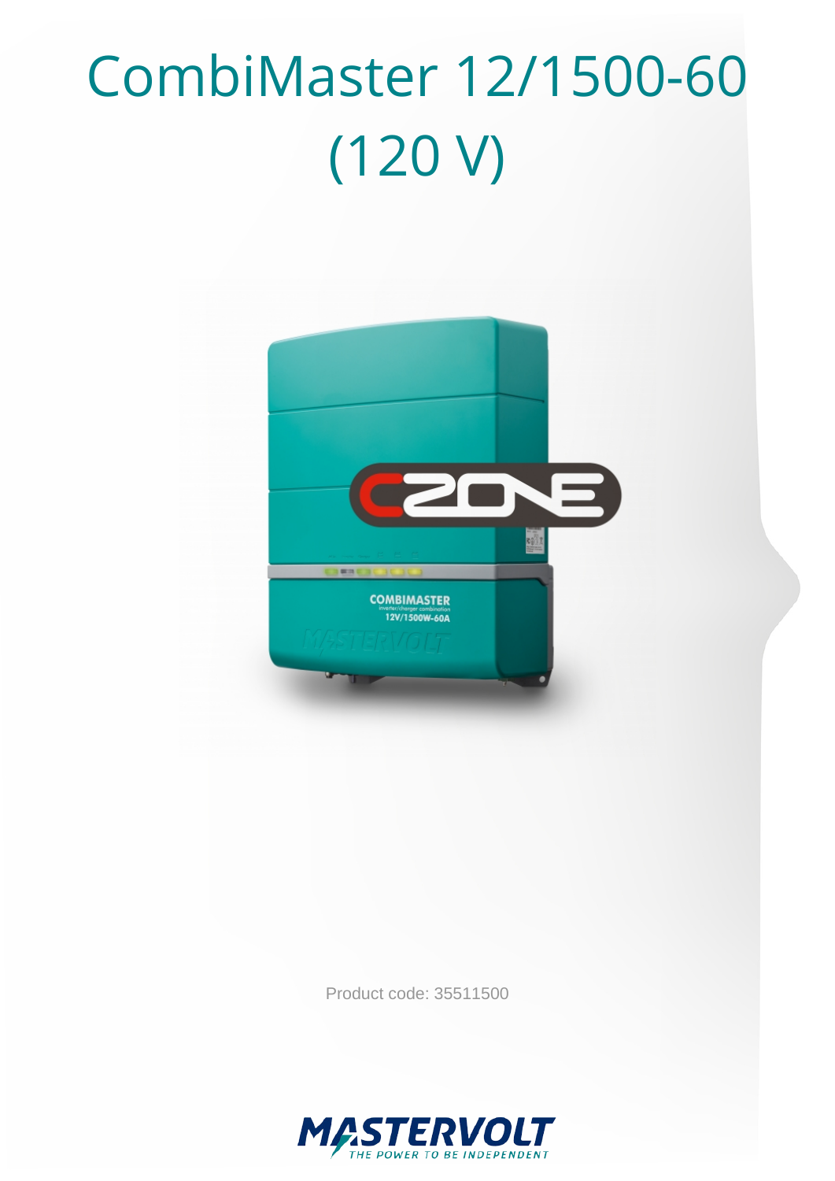# CombiMaster 12/1500-60 (120 V)

Product code: 35511500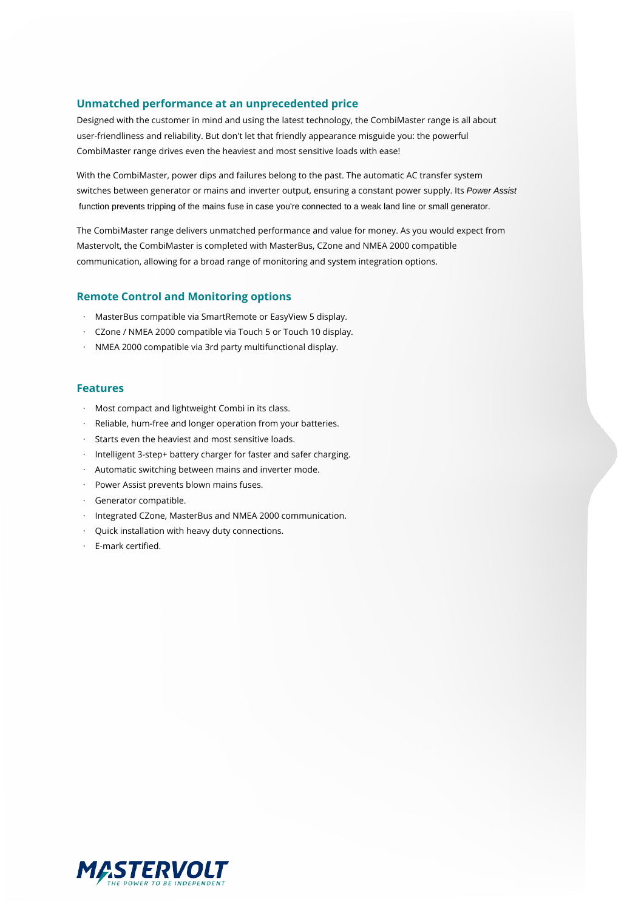## Unmatched performance at an unprecedented price

Designed with the customer in mind and using the latest technology, the CombiMaster range is all about user-friendliness and reliability. But don't let that friendly appearance misguide you: the powerful CombiMaster range drives even the heaviest and most sensitive loads with ease!

With the CombiMaster, power dips and failures belong to the past. The automatic AC transfer system switches between generator or mains and inverter output, ensuring a constant power supply. Its *Power Assist* function prevents tripping of the mains fuse in case you're connected to a weak land line or small generator.

The CombiMaster range delivers unmatched performance and value for money. As you would expect from Mastervolt, the CombiMaster is completed with MasterBus, CZone and NMEA 2000 compatible communication, allowing for a broad range of monitoring and system integration options.

## Remote Control and Monitoring options

- MasterBus compatible via SmartRemote or EasyView 5 display.
- CZone / NMEA 2000 compatible via Touch 5 or Touch 10 display.
- NMEA 2000 compatible via 3rd party multifunctional display.

## Features

- Most compact and lightweight Combi in its class.
- Reliable, hum-free and longer operation from your batteries.
- Starts even the heaviest and most sensitive loads.
- Intelligent 3-step+ battery charger for faster and safer charging.
- Automatic switching between mains and inverter mode.
- Power Assist prevents blown mains fuses.
- Generator compatible.
- Integrated CZone, MasterBus and NMEA 2000 communication.
- Quick installation with heavy duty connections.
- E-mark certified.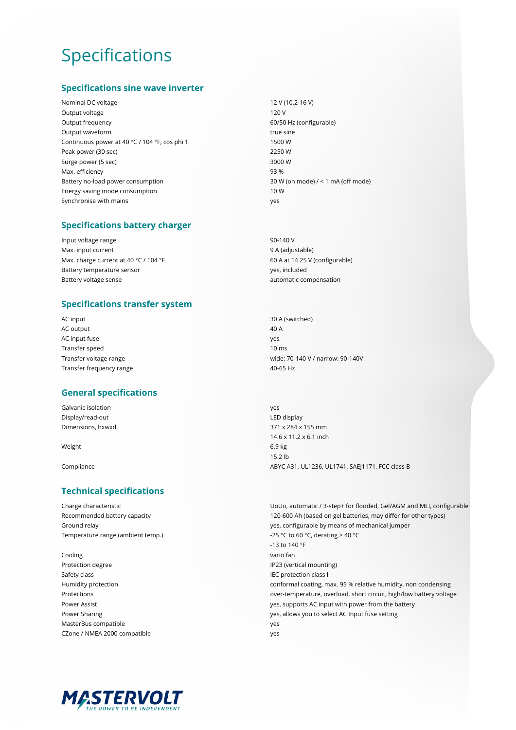# Specifications

## Specifications sine wave inverter

| | |
|---|---|
| Nominal DC voltage | 12 V (10.2-16 V) |
| Output voltage | 120 V |
| Output frequency | 60/50 Hz (configurable) |
| Output waveform | true sine |
| Continuous power at 40 °C / 104 °F, cos phi 1 | 1500 W |
| Peak power (30 sec) | 2250 W |
| Surge power (5 sec) | 3000 W |
| Max. efficiency | 93 % |
| Battery no-load power consumption | 30 W (on mode) / < 1 mA (off mode) |
| Energy saving mode consumption | 10 W |
| Synchronise with mains | yes |

## Specifications battery charger

| | |
|---|---|
| Input voltage range | 90-140 V |
| Max. input current | 9 A (adjustable) |
| Max. charge current at 40 °C / 104 °F | 60 A at 14.25 V (configurable) |
| Battery temperature sensor | yes, included |
| Battery voltage sense | automatic compensation |

## Specifications transfer system

| | |
|---|---|
| AC input | 30 A (switched) |
| AC output | 40 A |
| AC input fuse | yes |
| Transfer speed | 10 ms |
| Transfer voltage range | wide: 70-140 V / narrow: 90-140V |
| Transfer frequency range | 40-65 Hz |

## General specifications

| | |
|---|---|
| Galvanic isolation | yes |
| Display/read-out | LED display |
| Dimensions, hxwxd | 371 x 284 x 155 mm<br>14.6 x 11.2 x 6.1 inch |
| Weight | 6.9 kg<br>15.2 lb |
| Compliance | ABYC A31, UL1236, UL1741, SAEJ1171, FCC class B |

## Technical specifications

| | |
|---|---|
| Charge characteristic | UoUo, automatic / 3-step+ for flooded, Gel/AGM and MLI, configurable |
| Recommended battery capacity | 120-600 Ah (based on gel batteries, may differ for other types) |
| Ground relay | yes, configurable by means of mechanical jumper |
| Temperature range (ambient temp.) | -25 °C to 60 °C, derating > 40 °C<br>-13 to 140 °F |
| Cooling | vario fan |
| Protection degree | IP23 (vertical mounting) |
| Safety class | IEC protection class I |
| Humidity protection | conformal coating, max. 95 % relative humidity, non condensing |
| Protections | over-temperature, overload, short circuit, high/low battery voltage |
| Power Assist | yes, supports AC input with power from the battery |
| Power Sharing | yes, allows you to select AC Input fuse setting |
| MasterBus compatible | yes |
| CZone / NMEA 2000 compatible | yes |

MASTERVOLT
THE POWER TO BE INDEPENDENT